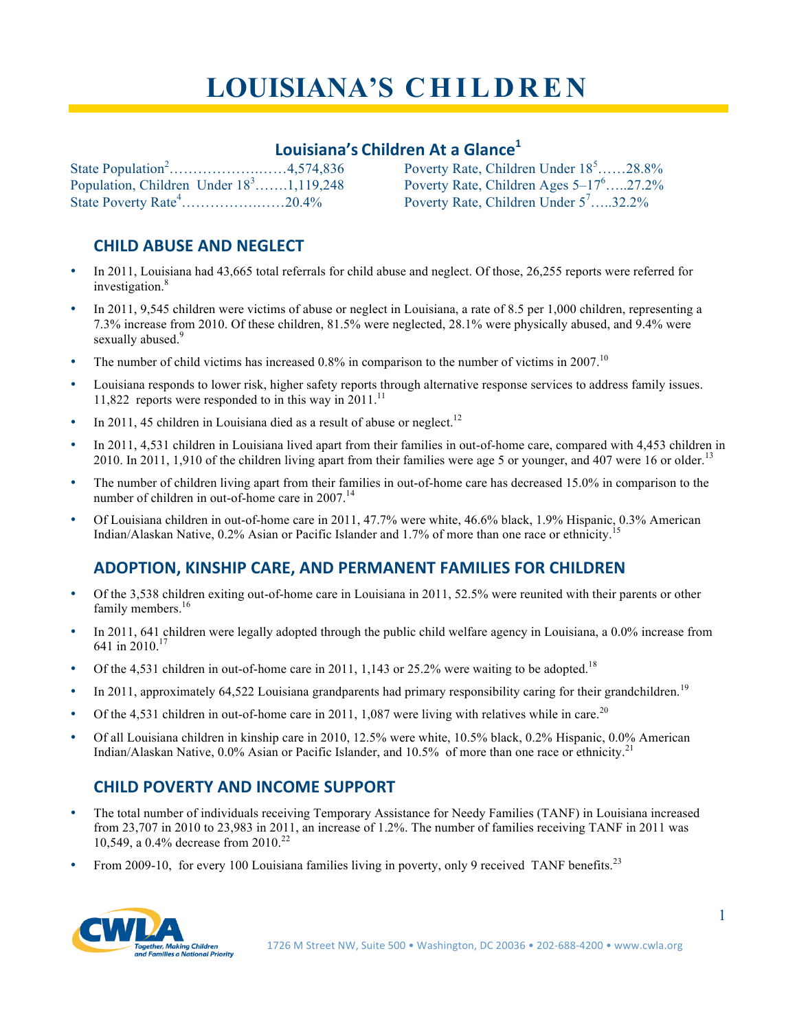# LOUISIANA'S CHILDREN

## Louisiana's Children At a Glance[1]

State Population[2]……………………4,574,836
Population, Children Under 18[3]…….1,119,248
State Poverty Rate[4]…………………20.4%
Poverty Rate, Children Under 18[5]……28.8%
Poverty Rate, Children Ages 5–17[6]…..27.2%
Poverty Rate, Children Under 5[7]…..32.2%

## CHILD ABUSE AND NEGLECT

- In 2011, Louisiana had 43,665 total referrals for child abuse and neglect. Of those, 26,255 reports were referred for investigation.[8]
- In 2011, 9,545 children were victims of abuse or neglect in Louisiana, a rate of 8.5 per 1,000 children, representing a 7.3% increase from 2010. Of these children, 81.5% were neglected, 28.1% were physically abused, and 9.4% were sexually abused.[9]
- The number of child victims has increased 0.8% in comparison to the number of victims in 2007.[10]
- Louisiana responds to lower risk, higher safety reports through alternative response services to address family issues. 11,822 reports were responded to in this way in 2011.[11]
- In 2011, 45 children in Louisiana died as a result of abuse or neglect.[12]
- In 2011, 4,531 children in Louisiana lived apart from their families in out-of-home care, compared with 4,453 children in 2010. In 2011, 1,910 of the children living apart from their families were age 5 or younger, and 407 were 16 or older.[13]
- The number of children living apart from their families in out-of-home care has decreased 15.0% in comparison to the number of children in out-of-home care in 2007.[14]
- Of Louisiana children in out-of-home care in 2011, 47.7% were white, 46.6% black, 1.9% Hispanic, 0.3% American Indian/Alaskan Native, 0.2% Asian or Pacific Islander and 1.7% of more than one race or ethnicity.[15]

## ADOPTION, KINSHIP CARE, AND PERMANENT FAMILIES FOR CHILDREN

- Of the 3,538 children exiting out-of-home care in Louisiana in 2011, 52.5% were reunited with their parents or other family members.[16]
- In 2011, 641 children were legally adopted through the public child welfare agency in Louisiana, a 0.0% increase from 641 in 2010.[17]
- Of the 4,531 children in out-of-home care in 2011, 1,143 or 25.2% were waiting to be adopted.[18]
- In 2011, approximately 64,522 Louisiana grandparents had primary responsibility caring for their grandchildren.[19]
- Of the 4,531 children in out-of-home care in 2011, 1,087 were living with relatives while in care.[20]
- Of all Louisiana children in kinship care in 2010, 12.5% were white, 10.5% black, 0.2% Hispanic, 0.0% American Indian/Alaskan Native, 0.0% Asian or Pacific Islander, and 10.5% of more than one race or ethnicity.[21]

## CHILD POVERTY AND INCOME SUPPORT

- The total number of individuals receiving Temporary Assistance for Needy Families (TANF) in Louisiana increased from 23,707 in 2010 to 23,983 in 2011, an increase of 1.2%. The number of families receiving TANF in 2011 was 10,549, a 0.4% decrease from 2010.[22]
- From 2009-10, for every 100 Louisiana families living in poverty, only 9 received TANF benefits.[23]

1726 M Street NW, Suite 500 • Washington, DC 20036 • 202-688-4200 • www.cwla.org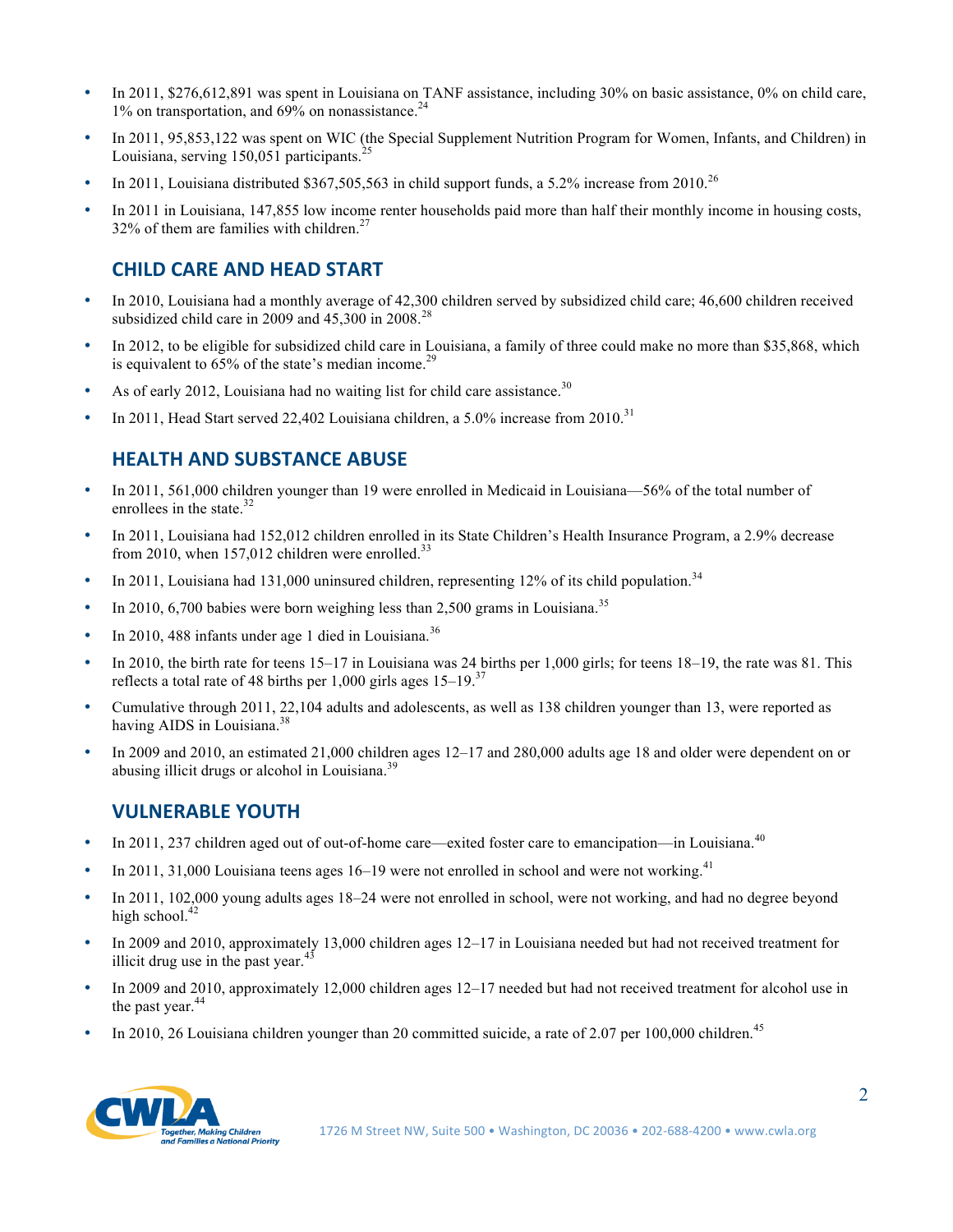- In 2011, $276,612,891 was spent in Louisiana on TANF assistance, including 30% on basic assistance, 0% on child care, 1% on transportation, and 69% on nonassistance.[24]
- In 2011, 95,853,122 was spent on WIC (the Special Supplement Nutrition Program for Women, Infants, and Children) in Louisiana, serving 150,051 participants.[25]
- In 2011, Louisiana distributed $367,505,563 in child support funds, a 5.2% increase from 2010.[26]
- In 2011 in Louisiana, 147,855 low income renter households paid more than half their monthly income in housing costs, 32% of them are families with children.[27]

## CHILD CARE AND HEAD START

- In 2010, Louisiana had a monthly average of 42,300 children served by subsidized child care; 46,600 children received subsidized child care in 2009 and 45,300 in 2008.[28]
- In 2012, to be eligible for subsidized child care in Louisiana, a family of three could make no more than $35,868, which is equivalent to 65% of the state's median income.[29]
- As of early 2012, Louisiana had no waiting list for child care assistance.[30]
- In 2011, Head Start served 22,402 Louisiana children, a 5.0% increase from 2010.[31]

## HEALTH AND SUBSTANCE ABUSE

- In 2011, 561,000 children younger than 19 were enrolled in Medicaid in Louisiana—56% of the total number of enrollees in the state.[32]
- In 2011, Louisiana had 152,012 children enrolled in its State Children's Health Insurance Program, a 2.9% decrease from 2010, when 157,012 children were enrolled.[33]
- In 2011, Louisiana had 131,000 uninsured children, representing 12% of its child population.[34]
- In 2010, 6,700 babies were born weighing less than 2,500 grams in Louisiana.[35]
- In 2010, 488 infants under age 1 died in Louisiana.[36]
- In 2010, the birth rate for teens 15–17 in Louisiana was 24 births per 1,000 girls; for teens 18–19, the rate was 81. This reflects a total rate of 48 births per 1,000 girls ages 15–19.[37]
- Cumulative through 2011, 22,104 adults and adolescents, as well as 138 children younger than 13, were reported as having AIDS in Louisiana.[38]
- In 2009 and 2010, an estimated 21,000 children ages 12–17 and 280,000 adults age 18 and older were dependent on or abusing illicit drugs or alcohol in Louisiana.[39]

## VULNERABLE YOUTH

- In 2011, 237 children aged out of out-of-home care—exited foster care to emancipation—in Louisiana.[40]
- In 2011, 31,000 Louisiana teens ages 16–19 were not enrolled in school and were not working.[41]
- In 2011, 102,000 young adults ages 18–24 were not enrolled in school, were not working, and had no degree beyond high school.[42]
- In 2009 and 2010, approximately 13,000 children ages 12–17 in Louisiana needed but had not received treatment for illicit drug use in the past year.[43]
- In 2009 and 2010, approximately 12,000 children ages 12–17 needed but had not received treatment for alcohol use in the past year.[44]
- In 2010, 26 Louisiana children younger than 20 committed suicide, a rate of 2.07 per 100,000 children.[45]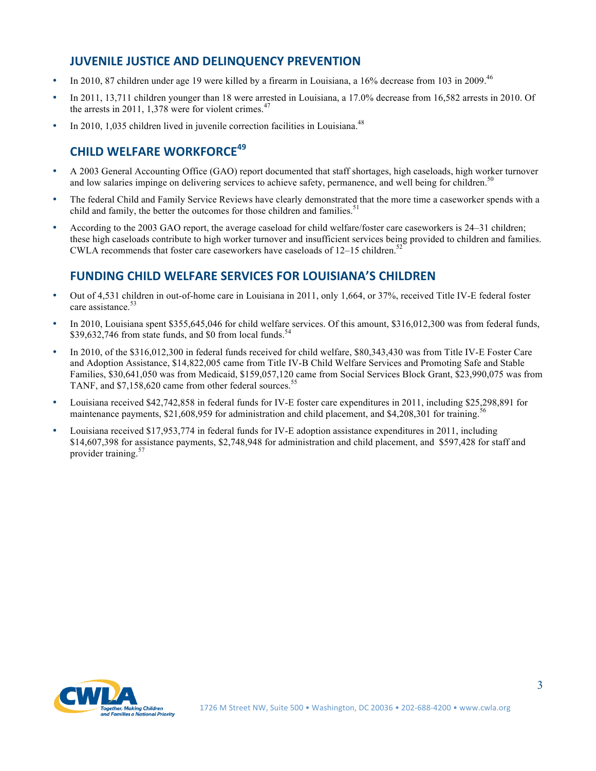## JUVENILE JUSTICE AND DELINQUENCY PREVENTION

- In 2010, 87 children under age 19 were killed by a firearm in Louisiana, a 16% decrease from 103 in 2009.[46]
- In 2011, 13,711 children younger than 18 were arrested in Louisiana, a 17.0% decrease from 16,582 arrests in 2010. Of the arrests in 2011, 1,378 were for violent crimes.[47]
- In 2010, 1,035 children lived in juvenile correction facilities in Louisiana.[48]

## CHILD WELFARE WORKFORCE[49]

- A 2003 General Accounting Office (GAO) report documented that staff shortages, high caseloads, high worker turnover and low salaries impinge on delivering services to achieve safety, permanence, and well being for children.[50]
- The federal Child and Family Service Reviews have clearly demonstrated that the more time a caseworker spends with a child and family, the better the outcomes for those children and families.[51]
- According to the 2003 GAO report, the average caseload for child welfare/foster care caseworkers is 24–31 children; these high caseloads contribute to high worker turnover and insufficient services being provided to children and families. CWLA recommends that foster care caseworkers have caseloads of 12–15 children.[52]

## FUNDING CHILD WELFARE SERVICES FOR LOUISIANA'S CHILDREN

- Out of 4,531 children in out-of-home care in Louisiana in 2011, only 1,664, or 37%, received Title IV-E federal foster care assistance.[53]
- In 2010, Louisiana spent $355,645,046 for child welfare services. Of this amount, $316,012,300 was from federal funds, $39,632,746 from state funds, and $0 from local funds.[54]
- In 2010, of the $316,012,300 in federal funds received for child welfare, $80,343,430 was from Title IV-E Foster Care and Adoption Assistance, $14,822,005 came from Title IV-B Child Welfare Services and Promoting Safe and Stable Families, $30,641,050 was from Medicaid, $159,057,120 came from Social Services Block Grant, $23,990,075 was from TANF, and $7,158,620 came from other federal sources.[55]
- Louisiana received $42,742,858 in federal funds for IV-E foster care expenditures in 2011, including $25,298,891 for maintenance payments, $21,608,959 for administration and child placement, and $4,208,301 for training.[56]
- Louisiana received $17,953,774 in federal funds for IV-E adoption assistance expenditures in 2011, including $14,607,398 for assistance payments, $2,748,948 for administration and child placement, and $597,428 for staff and provider training.[57]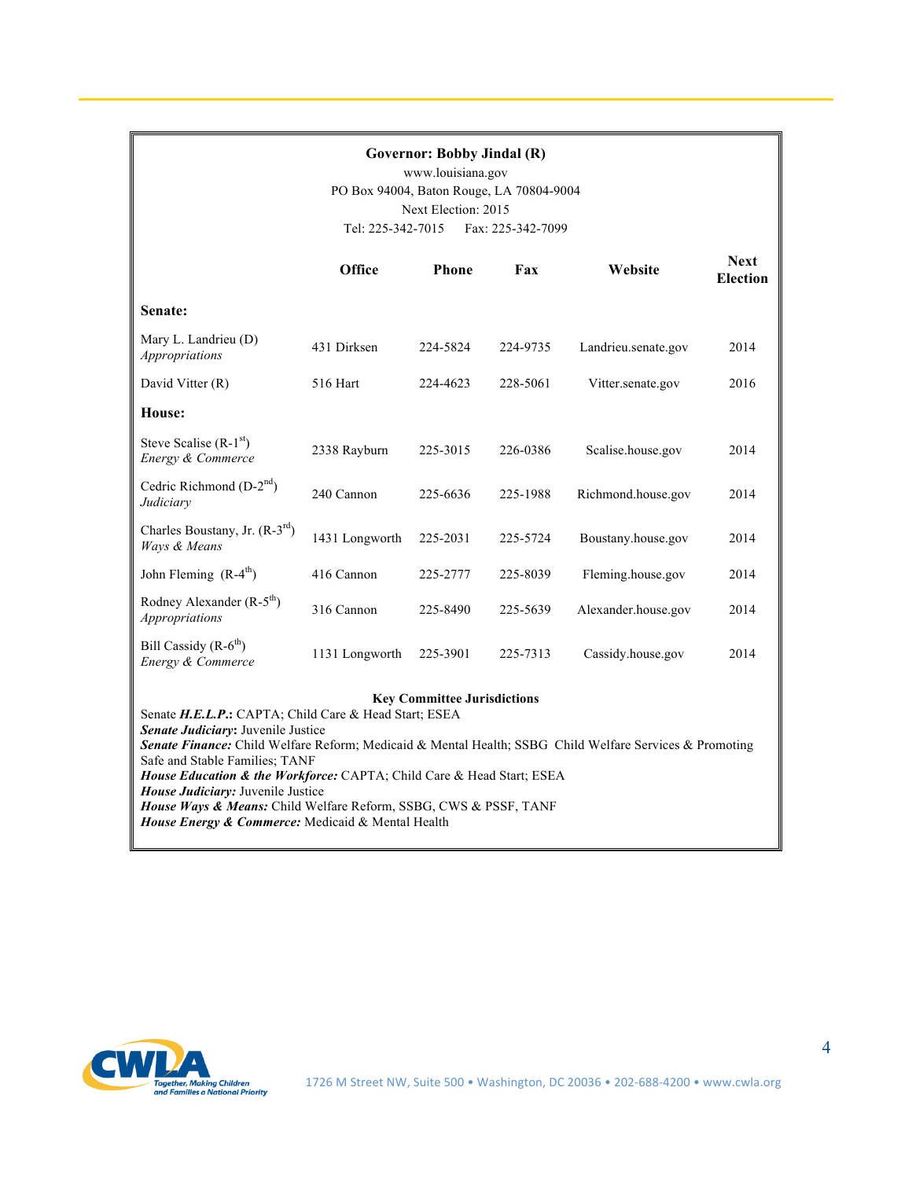**Governor: Bobby Jindal (R)**
www.louisiana.gov
PO Box 94004, Baton Rouge, LA 70804-9004
Next Election: 2015
Tel: 225-342-7015 Fax: 225-342-7099

| | Office | Phone | Fax | Website | Next Election |
|---|---|---|---|---|---|
| **Senate:** | | | | | |
| Mary L. Landrieu (D) *Appropriations* | 431 Dirksen | 224-5824 | 224-9735 | Landrieu.senate.gov | 2014 |
| David Vitter (R) | 516 Hart | 224-4623 | 228-5061 | Vitter.senate.gov | 2016 |
| **House:** | | | | | |
| Steve Scalise (R-1st) *Energy & Commerce* | 2338 Rayburn | 225-3015 | 226-0386 | Scalise.house.gov | 2014 |
| Cedric Richmond (D-2nd) *Judiciary* | 240 Cannon | 225-6636 | 225-1988 | Richmond.house.gov | 2014 |
| Charles Boustany, Jr. (R-3rd) *Ways & Means* | 1431 Longworth | 225-2031 | 225-5724 | Boustany.house.gov | 2014 |
| John Fleming (R-4th) | 416 Cannon | 225-2777 | 225-8039 | Fleming.house.gov | 2014 |
| Rodney Alexander (R-5th) *Appropriations* | 316 Cannon | 225-8490 | 225-5639 | Alexander.house.gov | 2014 |
| Bill Cassidy (R-6th) *Energy & Commerce* | 1131 Longworth | 225-3901 | 225-7313 | Cassidy.house.gov | 2014 |

**Key Committee Jurisdictions**

Senate ***H.E.L.P.***: CAPTA; Child Care & Head Start; ESEA
***Senate Judiciary***: Juvenile Justice
***Senate Finance:*** Child Welfare Reform; Medicaid & Mental Health; SSBG Child Welfare Services & Promoting Safe and Stable Families; TANF
***House Education & the Workforce:*** CAPTA; Child Care & Head Start; ESEA
***House Judiciary:*** Juvenile Justice
***House Ways & Means:*** Child Welfare Reform, SSBG, CWS & PSSF, TANF
***House Energy & Commerce:*** Medicaid & Mental Health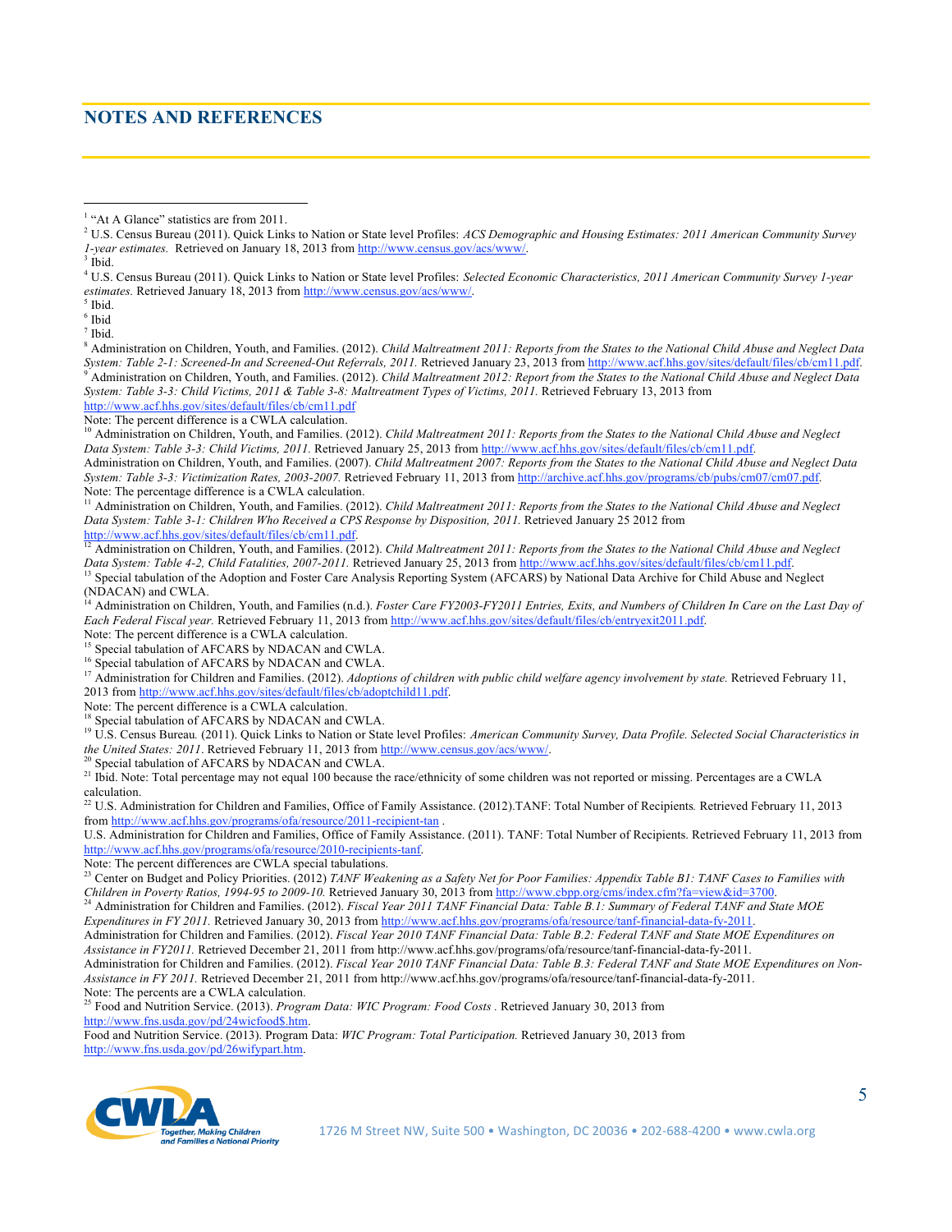## NOTES AND REFERENCES

[1] "At A Glance" statistics are from 2011.

[2] U.S. Census Bureau (2011). Quick Links to Nation or State level Profiles: *ACS Demographic and Housing Estimates: 2011 American Community Survey 1-year estimates.* Retrieved on January 18, 2013 from http://www.census.gov/acs/www/.

[3] Ibid.

[4] U.S. Census Bureau (2011). Quick Links to Nation or State level Profiles: *Selected Economic Characteristics, 2011 American Community Survey 1-year estimates.* Retrieved January 18, 2013 from http://www.census.gov/acs/www/.

[5] Ibid.

[6] Ibid

[7] Ibid.

[8] Administration on Children, Youth, and Families. (2012). *Child Maltreatment 2011: Reports from the States to the National Child Abuse and Neglect Data System: Table 2-1: Screened-In and Screened-Out Referrals, 2011.* Retrieved January 23, 2013 from http://www.acf.hhs.gov/sites/default/files/cb/cm11.pdf.

[9] Administration on Children, Youth, and Families. (2012). *Child Maltreatment 2012: Report from the States to the National Child Abuse and Neglect Data System: Table 3-3: Child Victims, 2011 & Table 3-8: Maltreatment Types of Victims, 2011.* Retrieved February 13, 2013 from http://www.acf.hhs.gov/sites/default/files/cb/cm11.pdf

Note: The percent difference is a CWLA calculation.

[10] Administration on Children, Youth, and Families. (2012). *Child Maltreatment 2011: Reports from the States to the National Child Abuse and Neglect Data System: Table 3-3: Child Victims, 2011.* Retrieved January 25, 2013 from http://www.acf.hhs.gov/sites/default/files/cb/cm11.pdf.

Administration on Children, Youth, and Families. (2007). *Child Maltreatment 2007: Reports from the States to the National Child Abuse and Neglect Data System: Table 3-3: Victimization Rates, 2003-2007.* Retrieved February 11, 2013 from http://archive.acf.hhs.gov/programs/cb/pubs/cm07/cm07.pdf.

Note: The percentage difference is a CWLA calculation.

[11] Administration on Children, Youth, and Families. (2012). *Child Maltreatment 2011: Reports from the States to the National Child Abuse and Neglect Data System: Table 3-1: Children Who Received a CPS Response by Disposition, 2011.* Retrieved January 25 2012 from http://www.acf.hhs.gov/sites/default/files/cb/cm11.pdf.

[12] Administration on Children, Youth, and Families. (2012). *Child Maltreatment 2011: Reports from the States to the National Child Abuse and Neglect Data System: Table 4-2, Child Fatalities, 2007-2011.* Retrieved January 25, 2013 from http://www.acf.hhs.gov/sites/default/files/cb/cm11.pdf.

[13] Special tabulation of the Adoption and Foster Care Analysis Reporting System (AFCARS) by National Data Archive for Child Abuse and Neglect (NDACAN) and CWLA.

[14] Administration on Children, Youth, and Families (n.d.). *Foster Care FY2003-FY2011 Entries, Exits, and Numbers of Children In Care on the Last Day of Each Federal Fiscal year.* Retrieved February 11, 2013 from http://www.acf.hhs.gov/sites/default/files/cb/entryexit2011.pdf.

Note: The percent difference is a CWLA calculation.

[15] Special tabulation of AFCARS by NDACAN and CWLA.

[16] Special tabulation of AFCARS by NDACAN and CWLA.

[17] Administration for Children and Families. (2012). *Adoptions of children with public child welfare agency involvement by state.* Retrieved February 11, 2013 from http://www.acf.hhs.gov/sites/default/files/cb/adoptchild11.pdf.

Note: The percent difference is a CWLA calculation.

[18] Special tabulation of AFCARS by NDACAN and CWLA.

[19] U.S. Census Bureau. (2011). Quick Links to Nation or State level Profiles: *American Community Survey, Data Profile. Selected Social Characteristics in the United States: 2011*. Retrieved February 11, 2013 from http://www.census.gov/acs/www/.

[20] Special tabulation of AFCARS by NDACAN and CWLA.

[21] Ibid. Note: Total percentage may not equal 100 because the race/ethnicity of some children was not reported or missing. Percentages are a CWLA calculation.

[22] U.S. Administration for Children and Families, Office of Family Assistance. (2012).TANF: Total Number of Recipients*.* Retrieved February 11, 2013 from http://www.acf.hhs.gov/programs/ofa/resource/2011-recipient-tan .

U.S. Administration for Children and Families, Office of Family Assistance. (2011). TANF: Total Number of Recipients. Retrieved February 11, 2013 from http://www.acf.hhs.gov/programs/ofa/resource/2010-recipients-tanf.

Note: The percent differences are CWLA special tabulations.

[23] Center on Budget and Policy Priorities. (2012) *TANF Weakening as a Safety Net for Poor Families: Appendix Table B1: TANF Cases to Families with Children in Poverty Ratios, 1994-95 to 2009-10.* Retrieved January 30, 2013 from http://www.cbpp.org/cms/index.cfm?fa=view&id=3700.

[24] Administration for Children and Families. (2012). *Fiscal Year 2011 TANF Financial Data: Table B.1: Summary of Federal TANF and State MOE Expenditures in FY 2011.* Retrieved January 30, 2013 from http://www.acf.hhs.gov/programs/ofa/resource/tanf-financial-data-fy-2011.

Administration for Children and Families. (2012). *Fiscal Year 2010 TANF Financial Data: Table B.2: Federal TANF and State MOE Expenditures on Assistance in FY2011.* Retrieved December 21, 2011 from http://www.acf.hhs.gov/programs/ofa/resource/tanf-financial-data-fy-2011.

Administration for Children and Families. (2012). *Fiscal Year 2010 TANF Financial Data: Table B.3: Federal TANF and State MOE Expenditures on Non-Assistance in FY 2011.* Retrieved December 21, 2011 from http://www.acf.hhs.gov/programs/ofa/resource/tanf-financial-data-fy-2011.

Note: The percents are a CWLA calculation.

[25] Food and Nutrition Service. (2013). *Program Data: WIC Program: Food Costs* . Retrieved January 30, 2013 from http://www.fns.usda.gov/pd/24wicfood$.htm.

Food and Nutrition Service. (2013). Program Data: *WIC Program: Total Participation.* Retrieved January 30, 2013 from http://www.fns.usda.gov/pd/26wifypart.htm.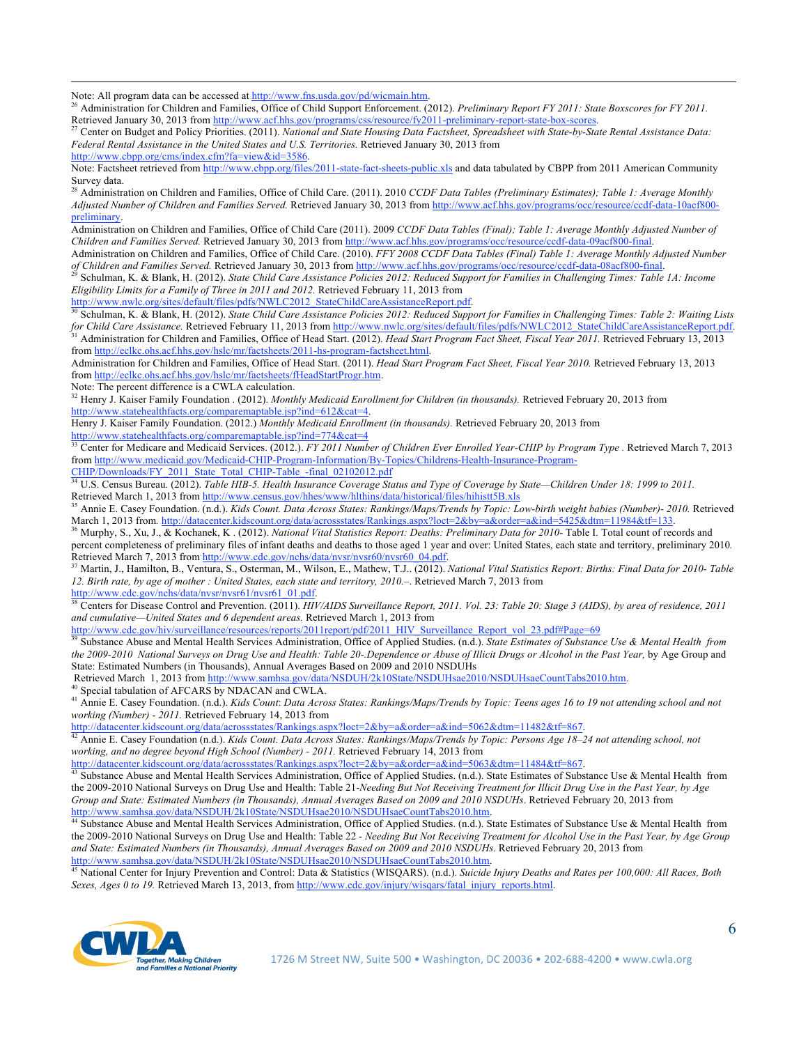Note: All program data can be accessed at http://www.fns.usda.gov/pd/wicmain.htm.

[26] Administration for Children and Families, Office of Child Support Enforcement. (2012). *Preliminary Report FY 2011: State Boxscores for FY 2011.* Retrieved January 30, 2013 from http://www.acf.hhs.gov/programs/css/resource/fy2011-preliminary-report-state-box-scores.

[27] Center on Budget and Policy Priorities. (2011). *National and State Housing Data Factsheet, Spreadsheet with State-by-State Rental Assistance Data: Federal Rental Assistance in the United States and U.S. Territories.* Retrieved January 30, 2013 from http://www.cbpp.org/cms/index.cfm?fa=view&id=3586.

Note: Factsheet retrieved from http://www.cbpp.org/files/2011-state-fact-sheets-public.xls and data tabulated by CBPP from 2011 American Community Survey data.

[28] Administration on Children and Families, Office of Child Care. (2011). 2010 *CCDF Data Tables (Preliminary Estimates); Table 1: Average Monthly Adjusted Number of Children and Families Served.* Retrieved January 30, 2013 from http://www.acf.hhs.gov/programs/occ/resource/ccdf-data-10acf800-preliminary.

Administration on Children and Families, Office of Child Care (2011). 2009 *CCDF Data Tables (Final); Table 1: Average Monthly Adjusted Number of Children and Families Served.* Retrieved January 30, 2013 from http://www.acf.hhs.gov/programs/occ/resource/ccdf-data-09acf800-final.

Administration on Children and Families, Office of Child Care. (2010). *FFY 2008 CCDF Data Tables (Final) Table 1: Average Monthly Adjusted Number of Children and Families Served.* Retrieved January 30, 2013 from http://www.acf.hhs.gov/programs/occ/resource/ccdf-data-08acf800-final.

[29] Schulman, K. & Blank, H. (2012). *State Child Care Assistance Policies 2012: Reduced Support for Families in Challenging Times: Table 1A: Income Eligibility Limits for a Family of Three in 2011 and 2012.* Retrieved February 11, 2013 from http://www.nwlc.org/sites/default/files/pdfs/NWLC2012_StateChildCareAssistanceReport.pdf.

[30] Schulman, K. & Blank, H. (2012). *State Child Care Assistance Policies 2012: Reduced Support for Families in Challenging Times: Table 2: Waiting Lists for Child Care Assistance.* Retrieved February 11, 2013 from http://www.nwlc.org/sites/default/files/pdfs/NWLC2012_StateChildCareAssistanceReport.pdf.

[31] Administration for Children and Families, Office of Head Start. (2012). *Head Start Program Fact Sheet, Fiscal Year 2011.* Retrieved February 13, 2013 from http://eclkc.ohs.acf.hhs.gov/hslc/mr/factsheets/2011-hs-program-factsheet.html.

Administration for Children and Families, Office of Head Start. (2011). *Head Start Program Fact Sheet, Fiscal Year 2010.* Retrieved February 13, 2013 from http://eclkc.ohs.acf.hhs.gov/hslc/mr/factsheets/fHeadStartProgr.htm.

Note: The percent difference is a CWLA calculation.

[32] Henry J. Kaiser Family Foundation . (2012). *Monthly Medicaid Enrollment for Children (in thousands).* Retrieved February 20, 2013 from http://www.statehealthfacts.org/comparemaptable.jsp?ind=612&cat=4.

Henry J. Kaiser Family Foundation. (2012.) *Monthly Medicaid Enrollment (in thousands).* Retrieved February 20, 2013 from http://www.statehealthfacts.org/comparemaptable.jsp?ind=774&cat=4

[33] Center for Medicare and Medicaid Services. (2012.). *FY 2011 Number of Children Ever Enrolled Year-CHIP by Program Type* . Retrieved March 7, 2013 from http://www.medicaid.gov/Medicaid-CHIP-Program-Information/By-Topics/Childrens-Health-Insurance-Program-CHIP/Downloads/FY_2011_State_Total_CHIP-Table_-final_02102012.pdf

[34] U.S. Census Bureau. (2012). *Table HIB-5. Health Insurance Coverage Status and Type of Coverage by State—Children Under 18: 1999 to 2011.* Retrieved March 1, 2013 from http://www.census.gov/hhes/www/hlthins/data/historical/files/hihistt5B.xls

[35] Annie E. Casey Foundation. (n.d.). *Kids Count. Data Across States: Rankings/Maps/Trends by Topic: Low-birth weight babies (Number)- 2010.* Retrieved March 1, 2013 from. http://datacenter.kidscount.org/data/acrossstates/Rankings.aspx?loct=2&by=a&order=a&ind=5425&dtm=11984&tf=133.

[36] Murphy, S., Xu, J., & Kochanek, K . (2012). *National Vital Statistics Report: Deaths: Preliminary Data for 2010-* Table I. Total count of records and percent completeness of preliminary files of infant deaths and deaths to those aged 1 year and over: United States, each state and territory, preliminary 2010*.* Retrieved March 7, 2013 from http://www.cdc.gov/nchs/data/nvsr/nvsr60/nvsr60_04.pdf.

[37] Martin, J., Hamilton, B., Ventura, S., Osterman, M., Wilson, E., Mathew, T.J.. (2012). *National Vital Statistics Report: Births: Final Data for 2010- Table 12. Birth rate, by age of mother : United States, each state and territory, 2010.–.* Retrieved March 7, 2013 from http://www.cdc.gov/nchs/data/nvsr/nvsr61/nvsr61_01.pdf.

[38] Centers for Disease Control and Prevention. (2011). *HIV/AIDS Surveillance Report, 2011. Vol. 23: Table 20: Stage 3 (AIDS), by area of residence, 2011 and cumulative—United States and 6 dependent areas.* Retrieved March 1, 2013 from http://www.cdc.gov/hiv/surveillance/resources/reports/2011report/pdf/2011_HIV_Surveillance_Report_vol_23.pdf#Page=69

[39] Substance Abuse and Mental Health Services Administration, Office of Applied Studies. (n.d.). *State Estimates of Substance Use & Mental Health from the 2009-2010 National Surveys on Drug Use and Health: Table 20-.Dependence or Abuse of Illicit Drugs or Alcohol in the Past Year,* by Age Group and State: Estimated Numbers (in Thousands), Annual Averages Based on 2009 and 2010 NSDUHs Retrieved March 1, 2013 from http://www.samhsa.gov/data/NSDUH/2k10State/NSDUHsae2010/NSDUHsaeCountTabs2010.htm.

[40] Special tabulation of AFCARS by NDACAN and CWLA.

[41] Annie E. Casey Foundation. (n.d.). *Kids Count: Data Across States: Rankings/Maps/Trends by Topic: Teens ages 16 to 19 not attending school and not working (Number) - 2011.* Retrieved February 14, 2013 from http://datacenter.kidscount.org/data/acrossstates/Rankings.aspx?loct=2&by=a&order=a&ind=5062&dtm=11482&tf=867.

[42] Annie E. Casey Foundation (n.d.). *Kids Count. Data Across States: Rankings/Maps/Trends by Topic: Persons Age 18–24 not attending school, not working, and no degree beyond High School (Number) - 2011.* Retrieved February 14, 2013 from http://datacenter.kidscount.org/data/acrossstates/Rankings.aspx?loct=2&by=a&order=a&ind=5063&dtm=11484&tf=867.

[43] Substance Abuse and Mental Health Services Administration, Office of Applied Studies. (n.d.). State Estimates of Substance Use & Mental Health from the 2009-2010 National Surveys on Drug Use and Health: Table 21-*Needing But Not Receiving Treatment for Illicit Drug Use in the Past Year, by Age Group and State: Estimated Numbers (in Thousands), Annual Averages Based on 2009 and 2010 NSDUHs*. Retrieved February 20, 2013 from http://www.samhsa.gov/data/NSDUH/2k10State/NSDUHsae2010/NSDUHsaeCountTabs2010.htm.

[44] Substance Abuse and Mental Health Services Administration, Office of Applied Studies. (n.d.). State Estimates of Substance Use & Mental Health from the 2009-2010 National Surveys on Drug Use and Health: Table 22 - *Needing But Not Receiving Treatment for Alcohol Use in the Past Year, by Age Group and State: Estimated Numbers (in Thousands), Annual Averages Based on 2009 and 2010 NSDUHs*. Retrieved February 20, 2013 from http://www.samhsa.gov/data/NSDUH/2k10State/NSDUHsae2010/NSDUHsaeCountTabs2010.htm.

[45] National Center for Injury Prevention and Control: Data & Statistics (WISQARS). (n.d.). *Suicide Injury Deaths and Rates per 100,000: All Races, Both Sexes, Ages 0 to 19.* Retrieved March 13, 2013, from http://www.cdc.gov/injury/wisqars/fatal_injury_reports.html.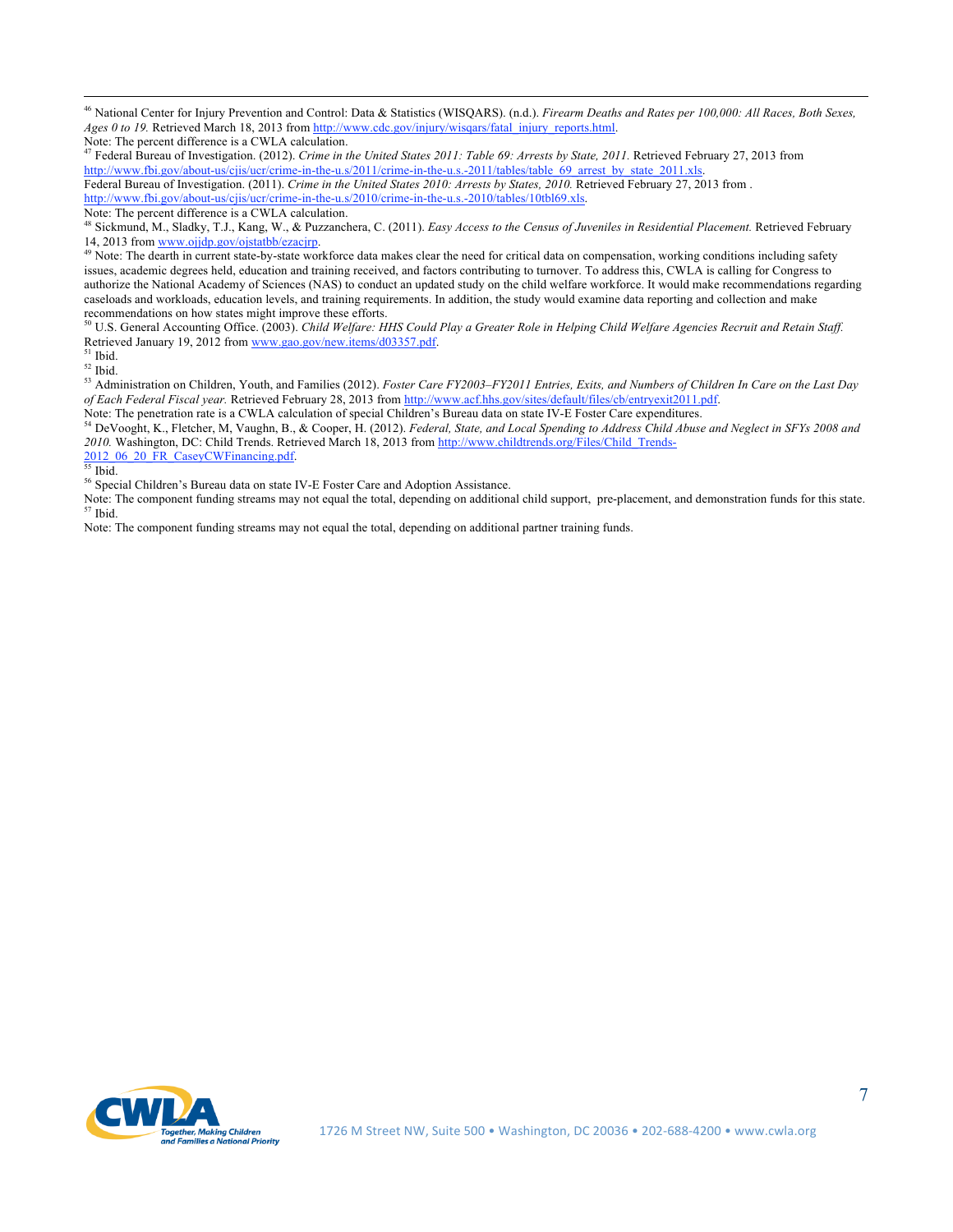[46] National Center for Injury Prevention and Control: Data & Statistics (WISQARS). (n.d.). *Firearm Deaths and Rates per 100,000: All Races, Both Sexes, Ages 0 to 19.* Retrieved March 18, 2013 from http://www.cdc.gov/injury/wisqars/fatal_injury_reports.html.
Note: The percent difference is a CWLA calculation.

[47] Federal Bureau of Investigation. (2012). *Crime in the United States 2011: Table 69: Arrests by State, 2011.* Retrieved February 27, 2013 from http://www.fbi.gov/about-us/cjis/ucr/crime-in-the-u.s/2011/crime-in-the-u.s.-2011/tables/table_69_arrest_by_state_2011.xls.
Federal Bureau of Investigation. (2011). *Crime in the United States 2010: Arrests by States, 2010.* Retrieved February 27, 2013 from .
http://www.fbi.gov/about-us/cjis/ucr/crime-in-the-u.s/2010/crime-in-the-u.s.-2010/tables/10tbl69.xls.
Note: The percent difference is a CWLA calculation.

[48] Sickmund, M., Sladky, T.J., Kang, W., & Puzzanchera, C. (2011). *Easy Access to the Census of Juveniles in Residential Placement.* Retrieved February 14, 2013 from www.ojjdp.gov/ojstatbb/ezacjrp.

[49] Note: The dearth in current state-by-state workforce data makes clear the need for critical data on compensation, working conditions including safety issues, academic degrees held, education and training received, and factors contributing to turnover. To address this, CWLA is calling for Congress to authorize the National Academy of Sciences (NAS) to conduct an updated study on the child welfare workforce. It would make recommendations regarding caseloads and workloads, education levels, and training requirements. In addition, the study would examine data reporting and collection and make recommendations on how states might improve these efforts.

[50] U.S. General Accounting Office. (2003). *Child Welfare: HHS Could Play a Greater Role in Helping Child Welfare Agencies Recruit and Retain Staff.* Retrieved January 19, 2012 from www.gao.gov/new.items/d03357.pdf.

[51] Ibid.

[52] Ibid.

[53] Administration on Children, Youth, and Families (2012). *Foster Care FY2003–FY2011 Entries, Exits, and Numbers of Children In Care on the Last Day of Each Federal Fiscal year.* Retrieved February 28, 2013 from http://www.acf.hhs.gov/sites/default/files/cb/entryexit2011.pdf.
Note: The penetration rate is a CWLA calculation of special Children's Bureau data on state IV-E Foster Care expenditures.

[54] DeVooght, K., Fletcher, M, Vaughn, B., & Cooper, H. (2012). *Federal, State, and Local Spending to Address Child Abuse and Neglect in SFYs 2008 and 2010.* Washington, DC: Child Trends. Retrieved March 18, 2013 from http://www.childtrends.org/Files/Child_Trends-2012_06_20_FR_CaseyCWFinancing.pdf.

[55] Ibid.

[56] Special Children's Bureau data on state IV-E Foster Care and Adoption Assistance.
Note: The component funding streams may not equal the total, depending on additional child support, pre-placement, and demonstration funds for this state.

[57] Ibid.
Note: The component funding streams may not equal the total, depending on additional partner training funds.

1726 M Street NW, Suite 500 • Washington, DC 20036 • 202-688-4200 • www.cwla.org